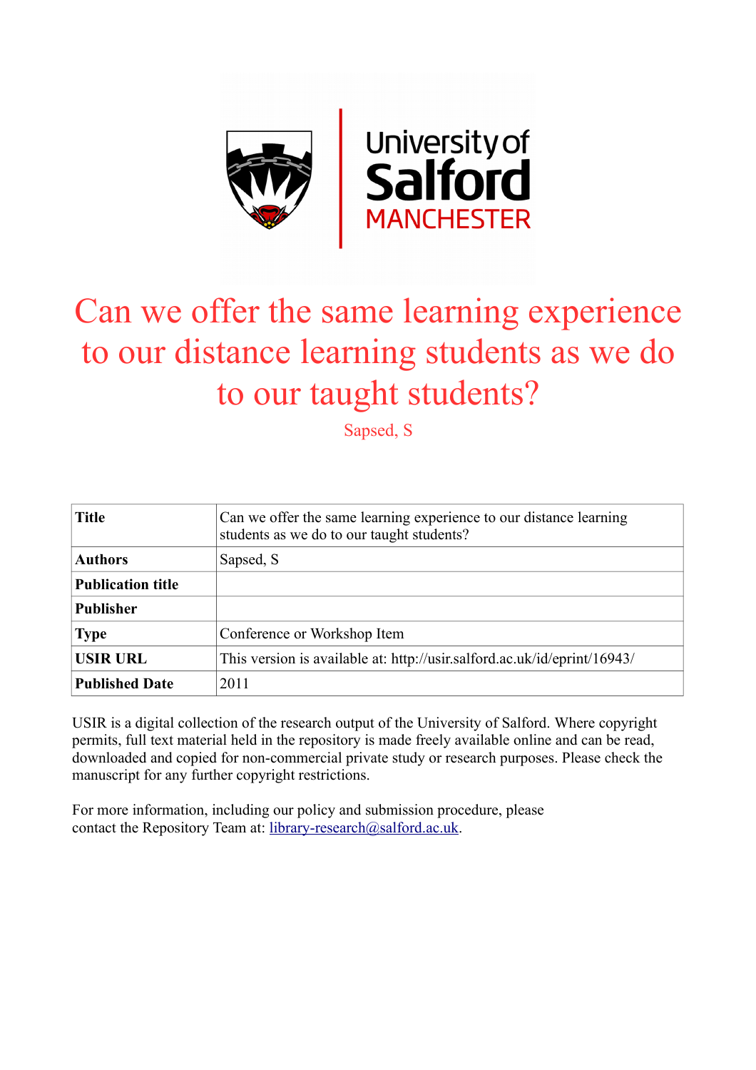University of Salford MANCHESTER

# Can we offer the same learning experience to our distance learning students as we do to our taught students?

Sapsed, S

| | |
|---|---|
| **Title** | Can we offer the same learning experience to our distance learning students as we do to our taught students? |
| **Authors** | Sapsed, S |
| **Publication title** | |
| **Publisher** | |
| **Type** | Conference or Workshop Item |
| **USIR URL** | This version is available at: http://usir.salford.ac.uk/id/eprint/16943/ |
| **Published Date** | 2011 |

USIR is a digital collection of the research output of the University of Salford. Where copyright permits, full text material held in the repository is made freely available online and can be read, downloaded and copied for non-commercial private study or research purposes. Please check the manuscript for any further copyright restrictions.

For more information, including our policy and submission procedure, please contact the Repository Team at: library-research@salford.ac.uk.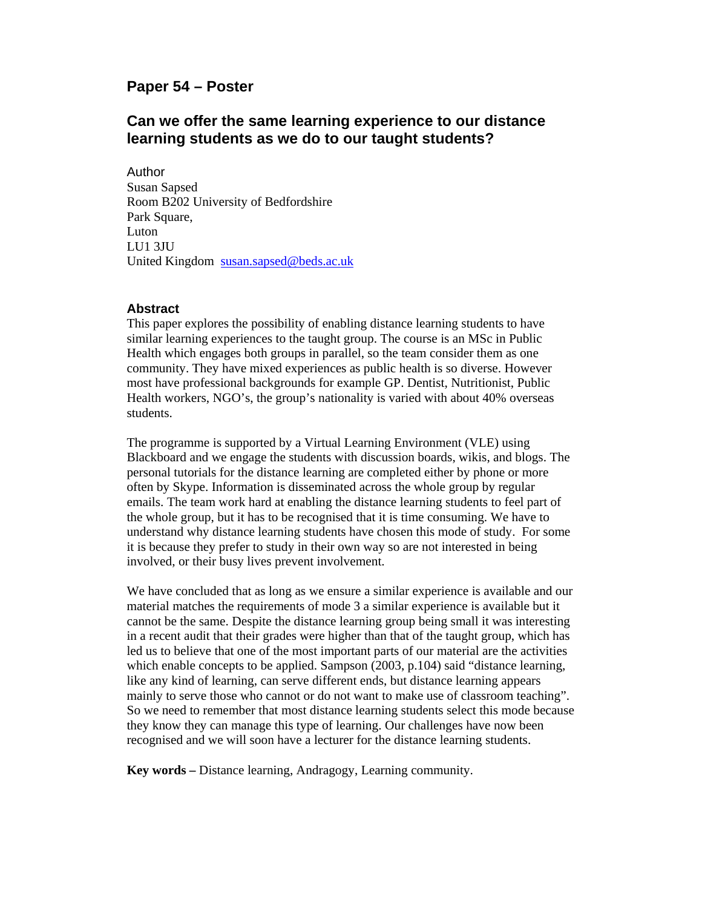## Paper 54 – Poster

## Can we offer the same learning experience to our distance learning students as we do to our taught students?

Author
Susan Sapsed
Room B202 University of Bedfordshire
Park Square,
Luton
LU1 3JU
United Kingdom susan.sapsed@beds.ac.uk

### Abstract

This paper explores the possibility of enabling distance learning students to have similar learning experiences to the taught group. The course is an MSc in Public Health which engages both groups in parallel, so the team consider them as one community. They have mixed experiences as public health is so diverse. However most have professional backgrounds for example GP. Dentist, Nutritionist, Public Health workers, NGO's, the group's nationality is varied with about 40% overseas students.

The programme is supported by a Virtual Learning Environment (VLE) using Blackboard and we engage the students with discussion boards, wikis, and blogs. The personal tutorials for the distance learning are completed either by phone or more often by Skype. Information is disseminated across the whole group by regular emails. The team work hard at enabling the distance learning students to feel part of the whole group, but it has to be recognised that it is time consuming. We have to understand why distance learning students have chosen this mode of study. For some it is because they prefer to study in their own way so are not interested in being involved, or their busy lives prevent involvement.

We have concluded that as long as we ensure a similar experience is available and our material matches the requirements of mode 3 a similar experience is available but it cannot be the same. Despite the distance learning group being small it was interesting in a recent audit that their grades were higher than that of the taught group, which has led us to believe that one of the most important parts of our material are the activities which enable concepts to be applied. Sampson (2003, p.104) said "distance learning, like any kind of learning, can serve different ends, but distance learning appears mainly to serve those who cannot or do not want to make use of classroom teaching". So we need to remember that most distance learning students select this mode because they know they can manage this type of learning. Our challenges have now been recognised and we will soon have a lecturer for the distance learning students.

**Key words –** Distance learning, Andragogy, Learning community.